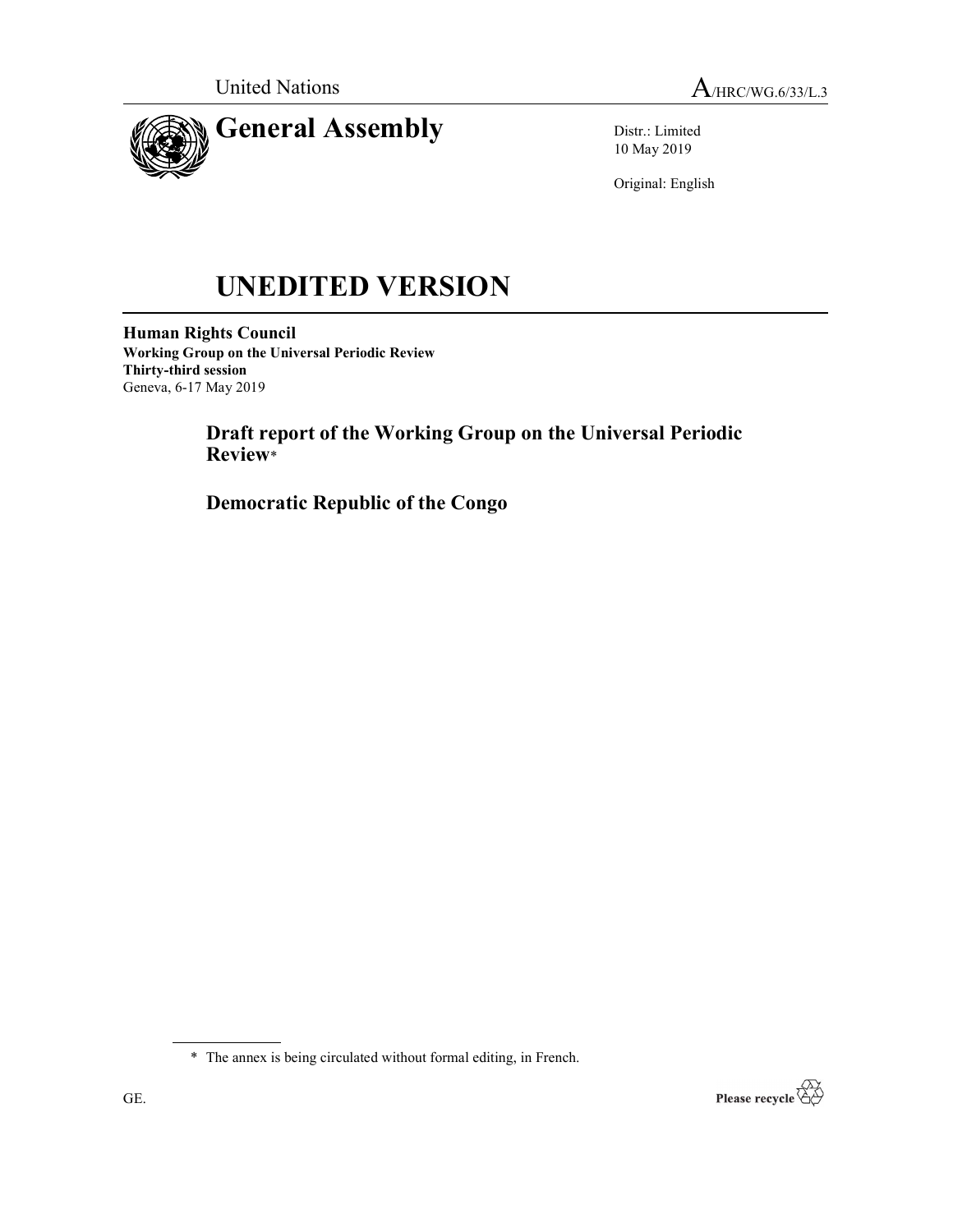United Nations

A/HRC/WG.6/33/L.3

# General Assembly

Distr.: Limited
10 May 2019

Original: English

# UNEDITED VERSION

**Human Rights Council**
**Working Group on the Universal Periodic Review**
**Thirty-third session**
Geneva, 6-17 May 2019

## Draft report of the Working Group on the Universal Periodic Review*

## Democratic Republic of the Congo

\* The annex is being circulated without formal editing, in French.

GE.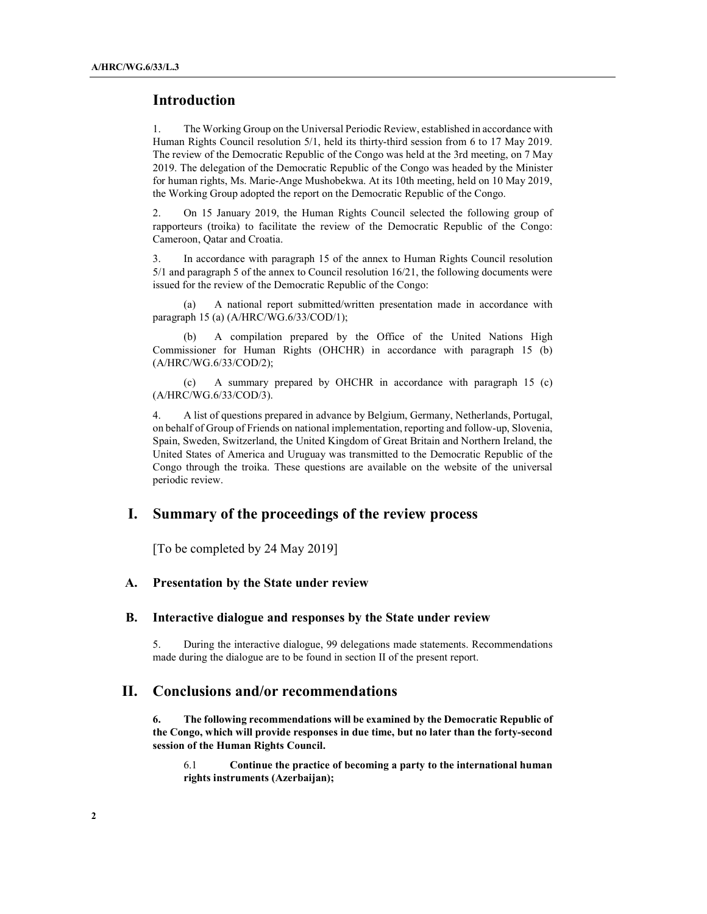## Introduction

1. The Working Group on the Universal Periodic Review, established in accordance with Human Rights Council resolution 5/1, held its thirty-third session from 6 to 17 May 2019. The review of the Democratic Republic of the Congo was held at the 3rd meeting, on 7 May 2019. The delegation of the Democratic Republic of the Congo was headed by the Minister for human rights, Ms. Marie-Ange Mushobekwa. At its 10th meeting, held on 10 May 2019, the Working Group adopted the report on the Democratic Republic of the Congo.

2. On 15 January 2019, the Human Rights Council selected the following group of rapporteurs (troika) to facilitate the review of the Democratic Republic of the Congo: Cameroon, Qatar and Croatia.

3. In accordance with paragraph 15 of the annex to Human Rights Council resolution 5/1 and paragraph 5 of the annex to Council resolution 16/21, the following documents were issued for the review of the Democratic Republic of the Congo:

(a) A national report submitted/written presentation made in accordance with paragraph 15 (a) (A/HRC/WG.6/33/COD/1);

(b) A compilation prepared by the Office of the United Nations High Commissioner for Human Rights (OHCHR) in accordance with paragraph 15 (b) (A/HRC/WG.6/33/COD/2);

(c) A summary prepared by OHCHR in accordance with paragraph 15 (c) (A/HRC/WG.6/33/COD/3).

4. A list of questions prepared in advance by Belgium, Germany, Netherlands, Portugal, on behalf of Group of Friends on national implementation, reporting and follow-up, Slovenia, Spain, Sweden, Switzerland, the United Kingdom of Great Britain and Northern Ireland, the United States of America and Uruguay was transmitted to the Democratic Republic of the Congo through the troika. These questions are available on the website of the universal periodic review.

## I. Summary of the proceedings of the review process

[To be completed by 24 May 2019]

### A. Presentation by the State under review

### B. Interactive dialogue and responses by the State under review

5. During the interactive dialogue, 99 delegations made statements. Recommendations made during the dialogue are to be found in section II of the present report.

## II. Conclusions and/or recommendations

**6. The following recommendations will be examined by the Democratic Republic of the Congo, which will provide responses in due time, but no later than the forty-second session of the Human Rights Council.**

6.1 **Continue the practice of becoming a party to the international human rights instruments (Azerbaijan);**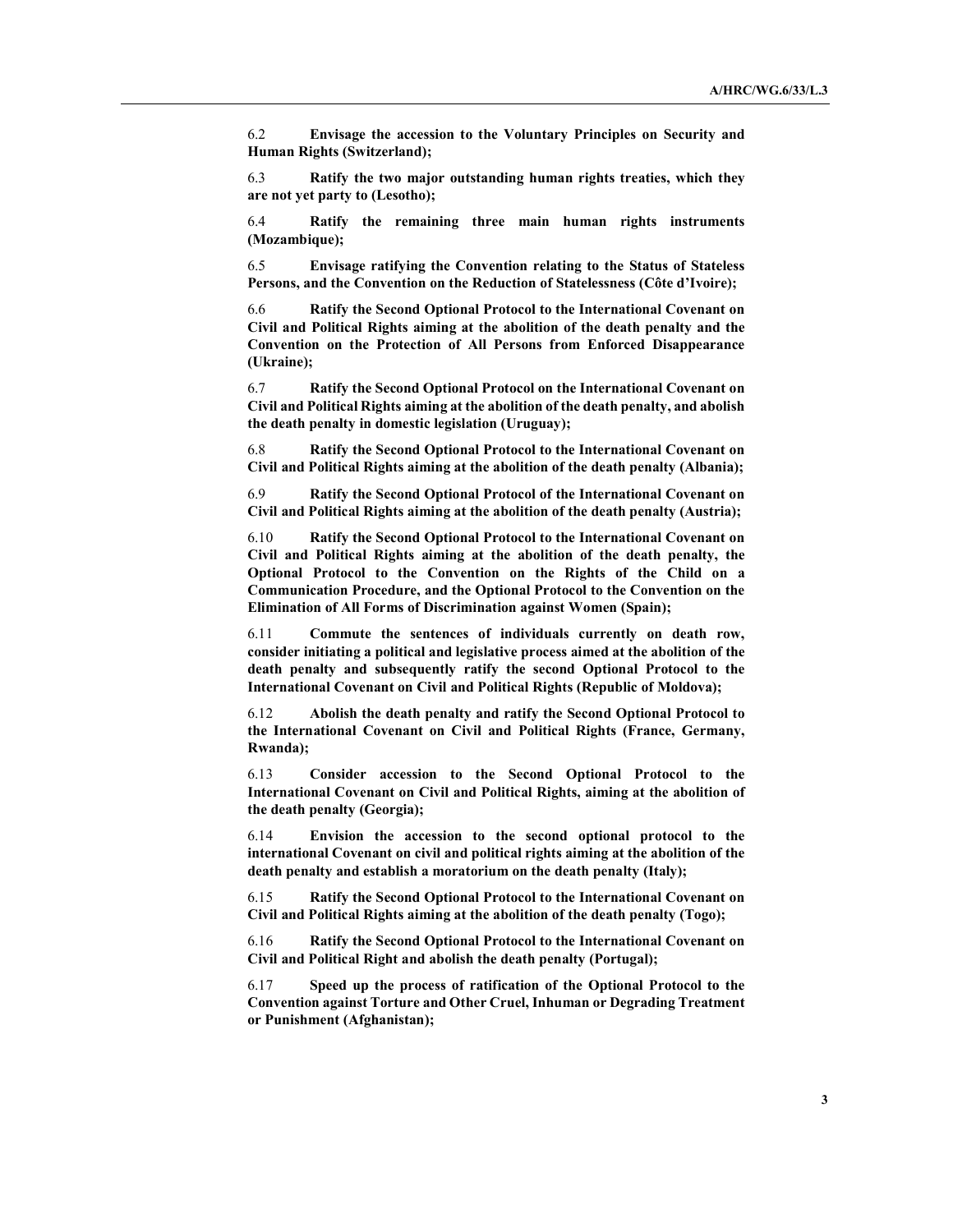6.2 **Envisage the accession to the Voluntary Principles on Security and Human Rights (Switzerland);**

6.3 **Ratify the two major outstanding human rights treaties, which they are not yet party to (Lesotho);**

6.4 **Ratify the remaining three main human rights instruments (Mozambique);**

6.5 **Envisage ratifying the Convention relating to the Status of Stateless Persons, and the Convention on the Reduction of Statelessness (Côte d'Ivoire);**

6.6 **Ratify the Second Optional Protocol to the International Covenant on Civil and Political Rights aiming at the abolition of the death penalty and the Convention on the Protection of All Persons from Enforced Disappearance (Ukraine);**

6.7 **Ratify the Second Optional Protocol on the International Covenant on Civil and Political Rights aiming at the abolition of the death penalty, and abolish the death penalty in domestic legislation (Uruguay);**

6.8 **Ratify the Second Optional Protocol to the International Covenant on Civil and Political Rights aiming at the abolition of the death penalty (Albania);**

6.9 **Ratify the Second Optional Protocol of the International Covenant on Civil and Political Rights aiming at the abolition of the death penalty (Austria);**

6.10 **Ratify the Second Optional Protocol to the International Covenant on Civil and Political Rights aiming at the abolition of the death penalty, the Optional Protocol to the Convention on the Rights of the Child on a Communication Procedure, and the Optional Protocol to the Convention on the Elimination of All Forms of Discrimination against Women (Spain);**

6.11 **Commute the sentences of individuals currently on death row, consider initiating a political and legislative process aimed at the abolition of the death penalty and subsequently ratify the second Optional Protocol to the International Covenant on Civil and Political Rights (Republic of Moldova);**

6.12 **Abolish the death penalty and ratify the Second Optional Protocol to the International Covenant on Civil and Political Rights (France, Germany, Rwanda);**

6.13 **Consider accession to the Second Optional Protocol to the International Covenant on Civil and Political Rights, aiming at the abolition of the death penalty (Georgia);**

6.14 **Envision the accession to the second optional protocol to the international Covenant on civil and political rights aiming at the abolition of the death penalty and establish a moratorium on the death penalty (Italy);**

6.15 **Ratify the Second Optional Protocol to the International Covenant on Civil and Political Rights aiming at the abolition of the death penalty (Togo);**

6.16 **Ratify the Second Optional Protocol to the International Covenant on Civil and Political Right and abolish the death penalty (Portugal);**

6.17 **Speed up the process of ratification of the Optional Protocol to the Convention against Torture and Other Cruel, Inhuman or Degrading Treatment or Punishment (Afghanistan);**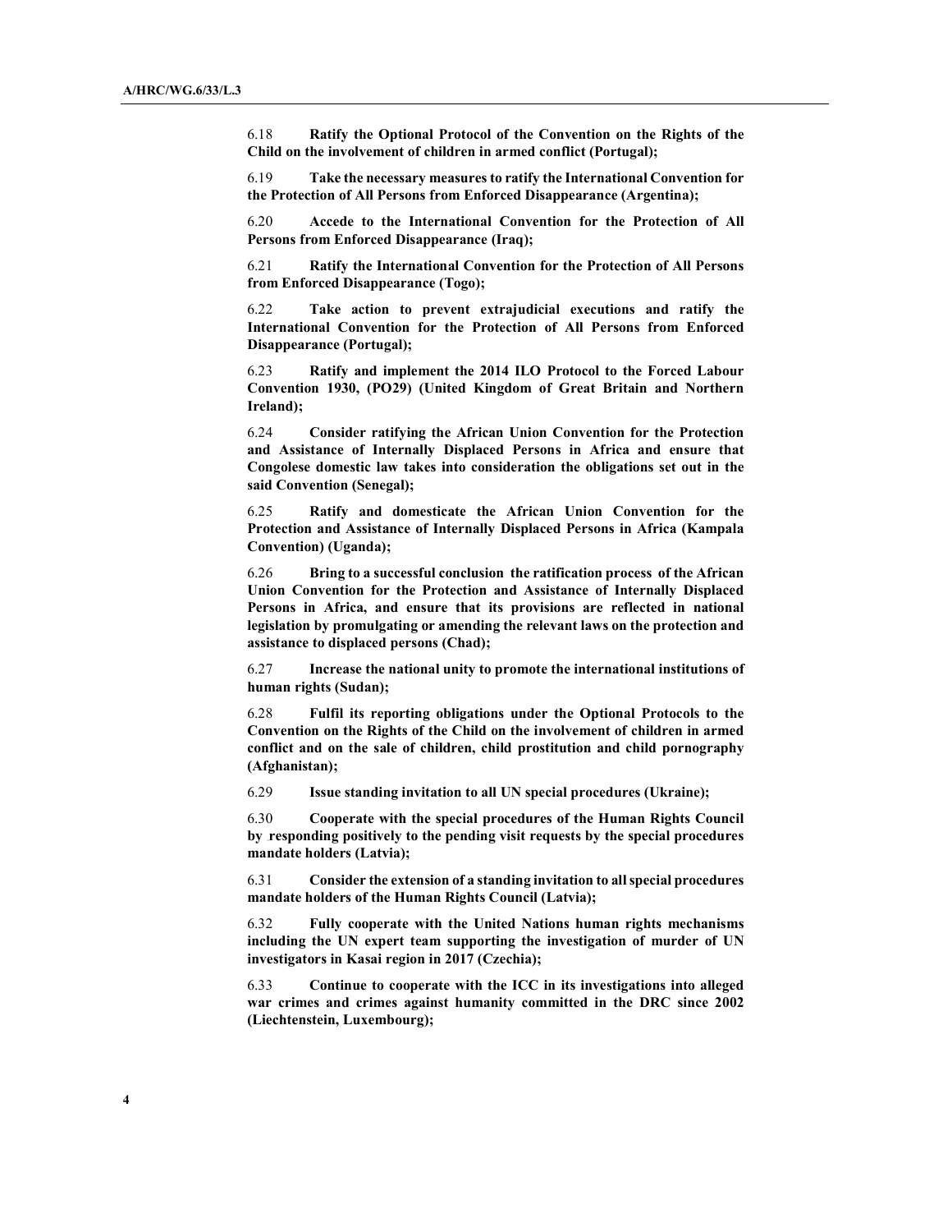6.18 **Ratify the Optional Protocol of the Convention on the Rights of the Child on the involvement of children in armed conflict (Portugal);**

6.19 **Take the necessary measures to ratify the International Convention for the Protection of All Persons from Enforced Disappearance (Argentina);**

6.20 **Accede to the International Convention for the Protection of All Persons from Enforced Disappearance (Iraq);**

6.21 **Ratify the International Convention for the Protection of All Persons from Enforced Disappearance (Togo);**

6.22 **Take action to prevent extrajudicial executions and ratify the International Convention for the Protection of All Persons from Enforced Disappearance (Portugal);**

6.23 **Ratify and implement the 2014 ILO Protocol to the Forced Labour Convention 1930, (PO29) (United Kingdom of Great Britain and Northern Ireland);**

6.24 **Consider ratifying the African Union Convention for the Protection and Assistance of Internally Displaced Persons in Africa and ensure that Congolese domestic law takes into consideration the obligations set out in the said Convention (Senegal);**

6.25 **Ratify and domesticate the African Union Convention for the Protection and Assistance of Internally Displaced Persons in Africa (Kampala Convention) (Uganda);**

6.26 **Bring to a successful conclusion the ratification process of the African Union Convention for the Protection and Assistance of Internally Displaced Persons in Africa, and ensure that its provisions are reflected in national legislation by promulgating or amending the relevant laws on the protection and assistance to displaced persons (Chad);**

6.27 **Increase the national unity to promote the international institutions of human rights (Sudan);**

6.28 **Fulfil its reporting obligations under the Optional Protocols to the Convention on the Rights of the Child on the involvement of children in armed conflict and on the sale of children, child prostitution and child pornography (Afghanistan);**

6.29 **Issue standing invitation to all UN special procedures (Ukraine);**

6.30 **Cooperate with the special procedures of the Human Rights Council by responding positively to the pending visit requests by the special procedures mandate holders (Latvia);**

6.31 **Consider the extension of a standing invitation to all special procedures mandate holders of the Human Rights Council (Latvia);**

6.32 **Fully cooperate with the United Nations human rights mechanisms including the UN expert team supporting the investigation of murder of UN investigators in Kasai region in 2017 (Czechia);**

6.33 **Continue to cooperate with the ICC in its investigations into alleged war crimes and crimes against humanity committed in the DRC since 2002 (Liechtenstein, Luxembourg);**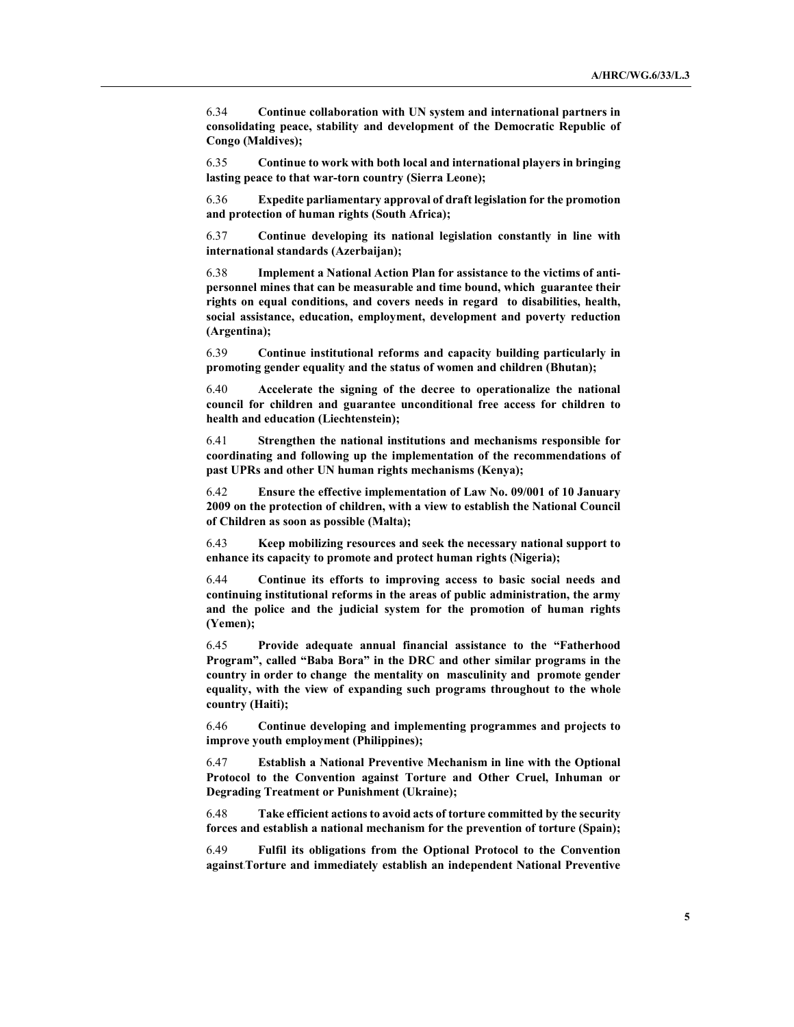6.34 **Continue collaboration with UN system and international partners in consolidating peace, stability and development of the Democratic Republic of Congo (Maldives);**

6.35 **Continue to work with both local and international players in bringing lasting peace to that war-torn country (Sierra Leone);**

6.36 **Expedite parliamentary approval of draft legislation for the promotion and protection of human rights (South Africa);**

6.37 **Continue developing its national legislation constantly in line with international standards (Azerbaijan);**

6.38 **Implement a National Action Plan for assistance to the victims of anti-personnel mines that can be measurable and time bound, which guarantee their rights on equal conditions, and covers needs in regard to disabilities, health, social assistance, education, employment, development and poverty reduction (Argentina);**

6.39 **Continue institutional reforms and capacity building particularly in promoting gender equality and the status of women and children (Bhutan);**

6.40 **Accelerate the signing of the decree to operationalize the national council for children and guarantee unconditional free access for children to health and education (Liechtenstein);**

6.41 **Strengthen the national institutions and mechanisms responsible for coordinating and following up the implementation of the recommendations of past UPRs and other UN human rights mechanisms (Kenya);**

6.42 **Ensure the effective implementation of Law No. 09/001 of 10 January 2009 on the protection of children, with a view to establish the National Council of Children as soon as possible (Malta);**

6.43 **Keep mobilizing resources and seek the necessary national support to enhance its capacity to promote and protect human rights (Nigeria);**

6.44 **Continue its efforts to improving access to basic social needs and continuing institutional reforms in the areas of public administration, the army and the police and the judicial system for the promotion of human rights (Yemen);**

6.45 **Provide adequate annual financial assistance to the "Fatherhood Program", called "Baba Bora" in the DRC and other similar programs in the country in order to change the mentality on masculinity and promote gender equality, with the view of expanding such programs throughout to the whole country (Haiti);**

6.46 **Continue developing and implementing programmes and projects to improve youth employment (Philippines);**

6.47 **Establish a National Preventive Mechanism in line with the Optional Protocol to the Convention against Torture and Other Cruel, Inhuman or Degrading Treatment or Punishment (Ukraine);**

6.48 **Take efficient actions to avoid acts of torture committed by the security forces and establish a national mechanism for the prevention of torture (Spain);**

6.49 **Fulfil its obligations from the Optional Protocol to the Convention against Torture and immediately establish an independent National Preventive**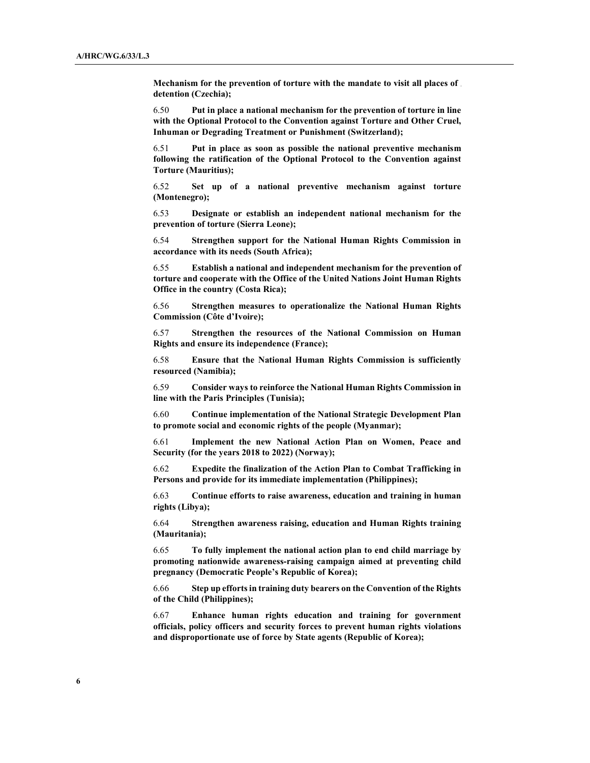**Mechanism for the prevention of torture with the mandate to visit all places of detention (Czechia);**

6.50 **Put in place a national mechanism for the prevention of torture in line with the Optional Protocol to the Convention against Torture and Other Cruel, Inhuman or Degrading Treatment or Punishment (Switzerland);**

6.51 **Put in place as soon as possible the national preventive mechanism following the ratification of the Optional Protocol to the Convention against Torture (Mauritius);**

6.52 **Set up of a national preventive mechanism against torture (Montenegro);**

6.53 **Designate or establish an independent national mechanism for the prevention of torture (Sierra Leone);**

6.54 **Strengthen support for the National Human Rights Commission in accordance with its needs (South Africa);**

6.55 **Establish a national and independent mechanism for the prevention of torture and cooperate with the Office of the United Nations Joint Human Rights Office in the country (Costa Rica);**

6.56 **Strengthen measures to operationalize the National Human Rights Commission (Côte d'Ivoire);**

6.57 **Strengthen the resources of the National Commission on Human Rights and ensure its independence (France);**

6.58 **Ensure that the National Human Rights Commission is sufficiently resourced (Namibia);**

6.59 **Consider ways to reinforce the National Human Rights Commission in line with the Paris Principles (Tunisia);**

6.60 **Continue implementation of the National Strategic Development Plan to promote social and economic rights of the people (Myanmar);**

6.61 **Implement the new National Action Plan on Women, Peace and Security (for the years 2018 to 2022) (Norway);**

6.62 **Expedite the finalization of the Action Plan to Combat Trafficking in Persons and provide for its immediate implementation (Philippines);**

6.63 **Continue efforts to raise awareness, education and training in human rights (Libya);**

6.64 **Strengthen awareness raising, education and Human Rights training (Mauritania);**

6.65 **To fully implement the national action plan to end child marriage by promoting nationwide awareness-raising campaign aimed at preventing child pregnancy (Democratic People's Republic of Korea);**

6.66 **Step up efforts in training duty bearers on the Convention of the Rights of the Child (Philippines);**

6.67 **Enhance human rights education and training for government officials, policy officers and security forces to prevent human rights violations and disproportionate use of force by State agents (Republic of Korea);**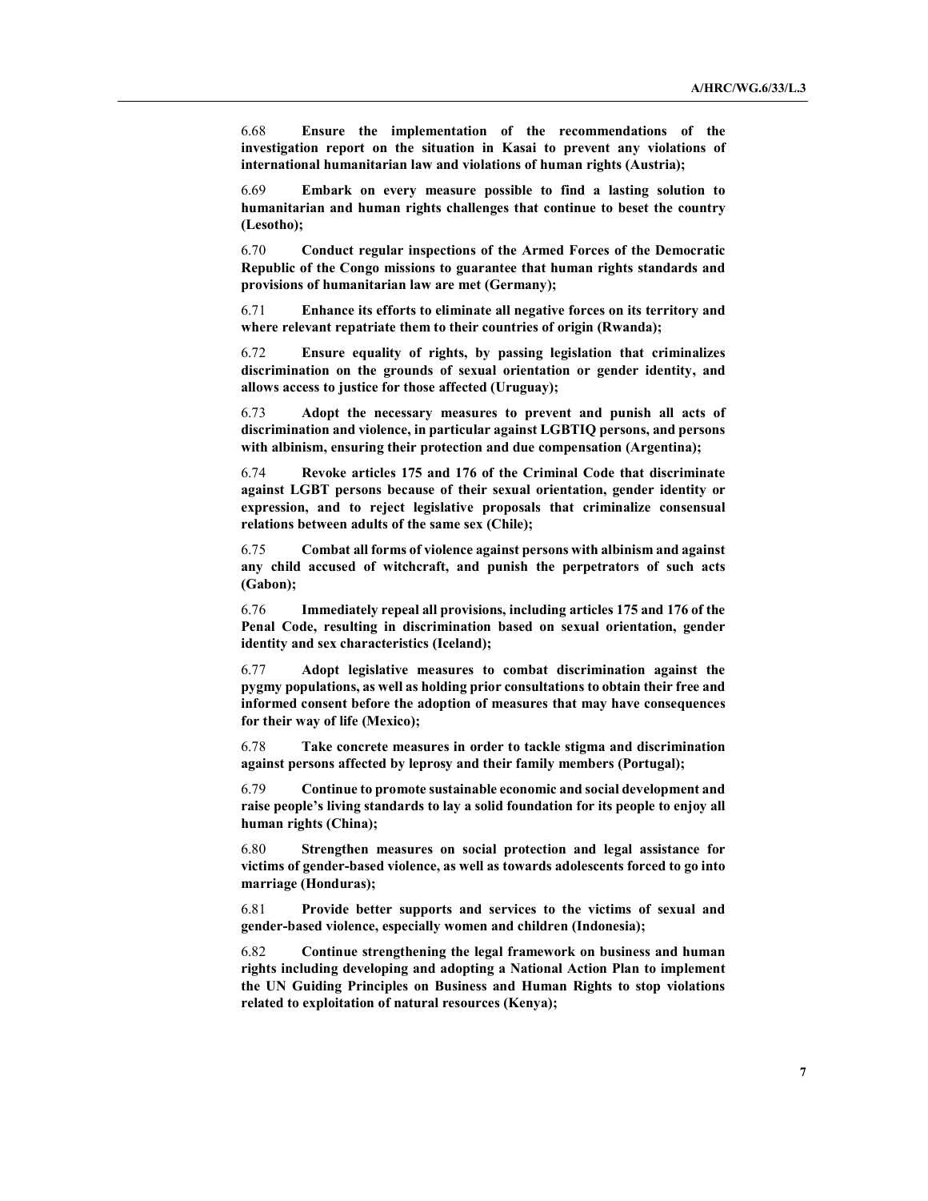6.68 **Ensure the implementation of the recommendations of the investigation report on the situation in Kasai to prevent any violations of international humanitarian law and violations of human rights (Austria);**

6.69 **Embark on every measure possible to find a lasting solution to humanitarian and human rights challenges that continue to beset the country (Lesotho);**

6.70 **Conduct regular inspections of the Armed Forces of the Democratic Republic of the Congo missions to guarantee that human rights standards and provisions of humanitarian law are met (Germany);**

6.71 **Enhance its efforts to eliminate all negative forces on its territory and where relevant repatriate them to their countries of origin (Rwanda);**

6.72 **Ensure equality of rights, by passing legislation that criminalizes discrimination on the grounds of sexual orientation or gender identity, and allows access to justice for those affected (Uruguay);**

6.73 **Adopt the necessary measures to prevent and punish all acts of discrimination and violence, in particular against LGBTIQ persons, and persons with albinism, ensuring their protection and due compensation (Argentina);**

6.74 **Revoke articles 175 and 176 of the Criminal Code that discriminate against LGBT persons because of their sexual orientation, gender identity or expression, and to reject legislative proposals that criminalize consensual relations between adults of the same sex (Chile);**

6.75 **Combat all forms of violence against persons with albinism and against any child accused of witchcraft, and punish the perpetrators of such acts (Gabon);**

6.76 **Immediately repeal all provisions, including articles 175 and 176 of the Penal Code, resulting in discrimination based on sexual orientation, gender identity and sex characteristics (Iceland);**

6.77 **Adopt legislative measures to combat discrimination against the pygmy populations, as well as holding prior consultations to obtain their free and informed consent before the adoption of measures that may have consequences for their way of life (Mexico);**

6.78 **Take concrete measures in order to tackle stigma and discrimination against persons affected by leprosy and their family members (Portugal);**

6.79 **Continue to promote sustainable economic and social development and raise people's living standards to lay a solid foundation for its people to enjoy all human rights (China);**

6.80 **Strengthen measures on social protection and legal assistance for victims of gender-based violence, as well as towards adolescents forced to go into marriage (Honduras);**

6.81 **Provide better supports and services to the victims of sexual and gender-based violence, especially women and children (Indonesia);**

6.82 **Continue strengthening the legal framework on business and human rights including developing and adopting a National Action Plan to implement the UN Guiding Principles on Business and Human Rights to stop violations related to exploitation of natural resources (Kenya);**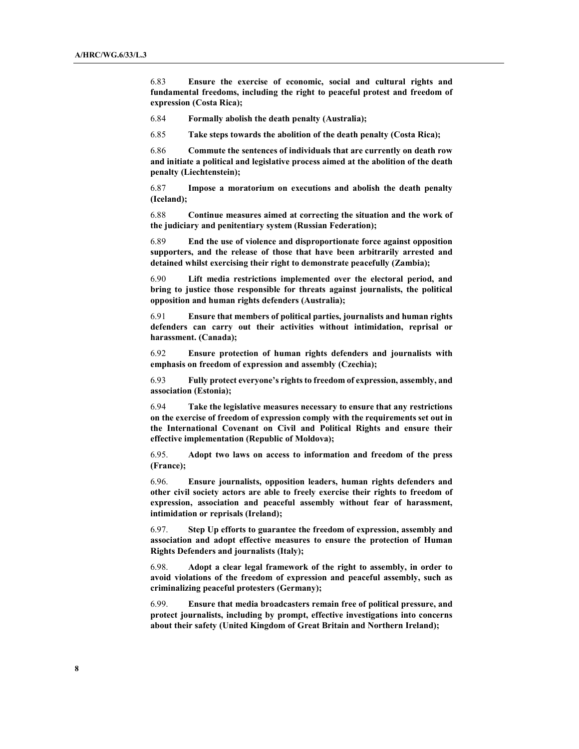6.83 **Ensure the exercise of economic, social and cultural rights and fundamental freedoms, including the right to peaceful protest and freedom of expression (Costa Rica);**

6.84 **Formally abolish the death penalty (Australia);**

6.85 **Take steps towards the abolition of the death penalty (Costa Rica);**

6.86 **Commute the sentences of individuals that are currently on death row and initiate a political and legislative process aimed at the abolition of the death penalty (Liechtenstein);**

6.87 **Impose a moratorium on executions and abolish the death penalty (Iceland);**

6.88 **Continue measures aimed at correcting the situation and the work of the judiciary and penitentiary system (Russian Federation);**

6.89 **End the use of violence and disproportionate force against opposition supporters, and the release of those that have been arbitrarily arrested and detained whilst exercising their right to demonstrate peacefully (Zambia);**

6.90 **Lift media restrictions implemented over the electoral period, and bring to justice those responsible for threats against journalists, the political opposition and human rights defenders (Australia);**

6.91 **Ensure that members of political parties, journalists and human rights defenders can carry out their activities without intimidation, reprisal or harassment. (Canada);**

6.92 **Ensure protection of human rights defenders and journalists with emphasis on freedom of expression and assembly (Czechia);**

6.93 **Fully protect everyone's rights to freedom of expression, assembly, and association (Estonia);**

6.94 **Take the legislative measures necessary to ensure that any restrictions on the exercise of freedom of expression comply with the requirements set out in the International Covenant on Civil and Political Rights and ensure their effective implementation (Republic of Moldova);**

6.95. **Adopt two laws on access to information and freedom of the press (France);**

6.96. **Ensure journalists, opposition leaders, human rights defenders and other civil society actors are able to freely exercise their rights to freedom of expression, association and peaceful assembly without fear of harassment, intimidation or reprisals (Ireland);**

6.97. **Step Up efforts to guarantee the freedom of expression, assembly and association and adopt effective measures to ensure the protection of Human Rights Defenders and journalists (Italy);**

6.98. **Adopt a clear legal framework of the right to assembly, in order to avoid violations of the freedom of expression and peaceful assembly, such as criminalizing peaceful protesters (Germany);**

6.99. **Ensure that media broadcasters remain free of political pressure, and protect journalists, including by prompt, effective investigations into concerns about their safety (United Kingdom of Great Britain and Northern Ireland);**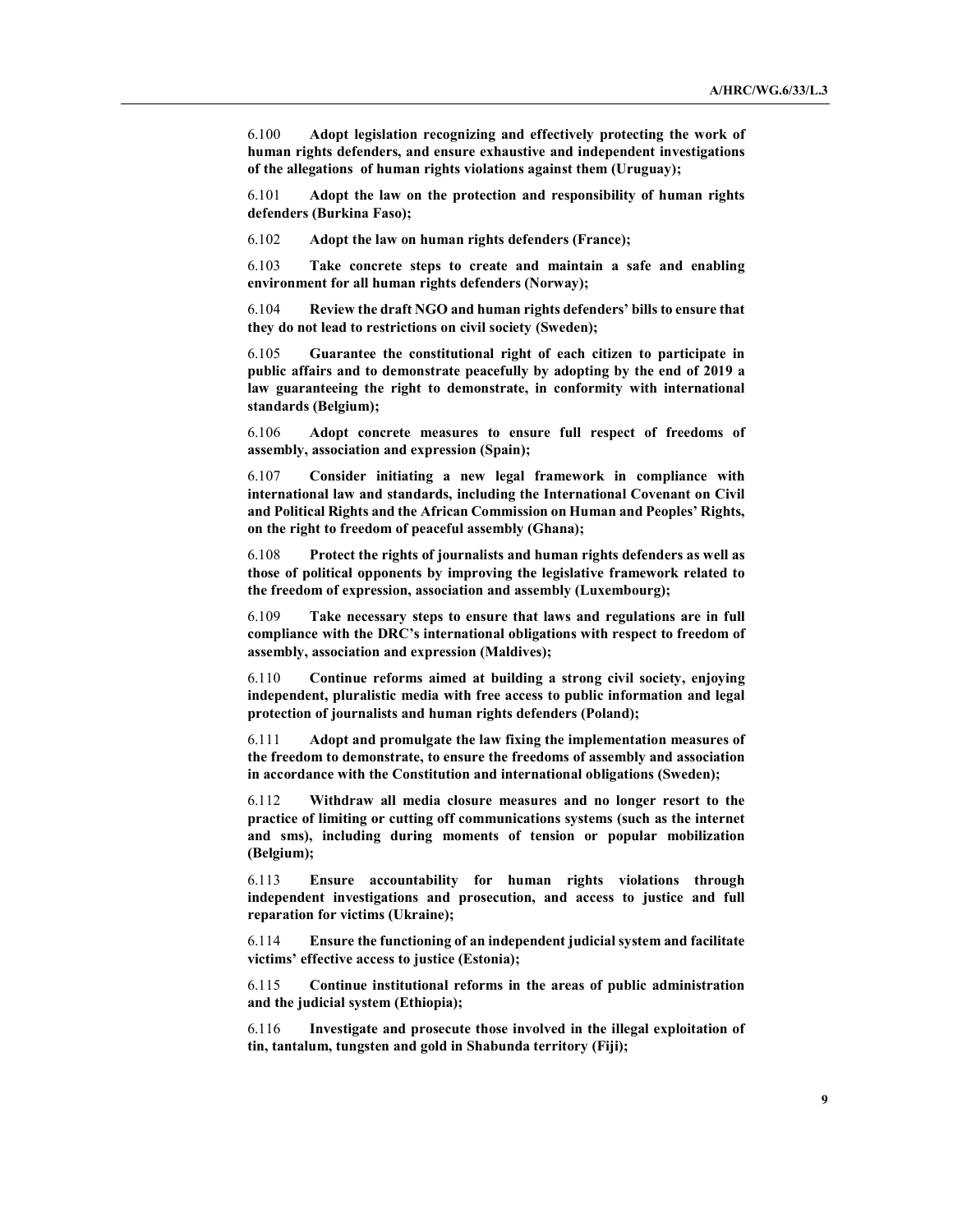6.100 **Adopt legislation recognizing and effectively protecting the work of human rights defenders, and ensure exhaustive and independent investigations of the allegations of human rights violations against them (Uruguay);**

6.101 **Adopt the law on the protection and responsibility of human rights defenders (Burkina Faso);**

6.102 **Adopt the law on human rights defenders (France);**

6.103 **Take concrete steps to create and maintain a safe and enabling environment for all human rights defenders (Norway);**

6.104 **Review the draft NGO and human rights defenders' bills to ensure that they do not lead to restrictions on civil society (Sweden);**

6.105 **Guarantee the constitutional right of each citizen to participate in public affairs and to demonstrate peacefully by adopting by the end of 2019 a law guaranteeing the right to demonstrate, in conformity with international standards (Belgium);**

6.106 **Adopt concrete measures to ensure full respect of freedoms of assembly, association and expression (Spain);**

6.107 **Consider initiating a new legal framework in compliance with international law and standards, including the International Covenant on Civil and Political Rights and the African Commission on Human and Peoples' Rights, on the right to freedom of peaceful assembly (Ghana);**

6.108 **Protect the rights of journalists and human rights defenders as well as those of political opponents by improving the legislative framework related to the freedom of expression, association and assembly (Luxembourg);**

6.109 **Take necessary steps to ensure that laws and regulations are in full compliance with the DRC's international obligations with respect to freedom of assembly, association and expression (Maldives);**

6.110 **Continue reforms aimed at building a strong civil society, enjoying independent, pluralistic media with free access to public information and legal protection of journalists and human rights defenders (Poland);**

6.111 **Adopt and promulgate the law fixing the implementation measures of the freedom to demonstrate, to ensure the freedoms of assembly and association in accordance with the Constitution and international obligations (Sweden);**

6.112 **Withdraw all media closure measures and no longer resort to the practice of limiting or cutting off communications systems (such as the internet and sms), including during moments of tension or popular mobilization (Belgium);**

6.113 **Ensure accountability for human rights violations through independent investigations and prosecution, and access to justice and full reparation for victims (Ukraine);**

6.114 **Ensure the functioning of an independent judicial system and facilitate victims' effective access to justice (Estonia);**

6.115 **Continue institutional reforms in the areas of public administration and the judicial system (Ethiopia);**

6.116 **Investigate and prosecute those involved in the illegal exploitation of tin, tantalum, tungsten and gold in Shabunda territory (Fiji);**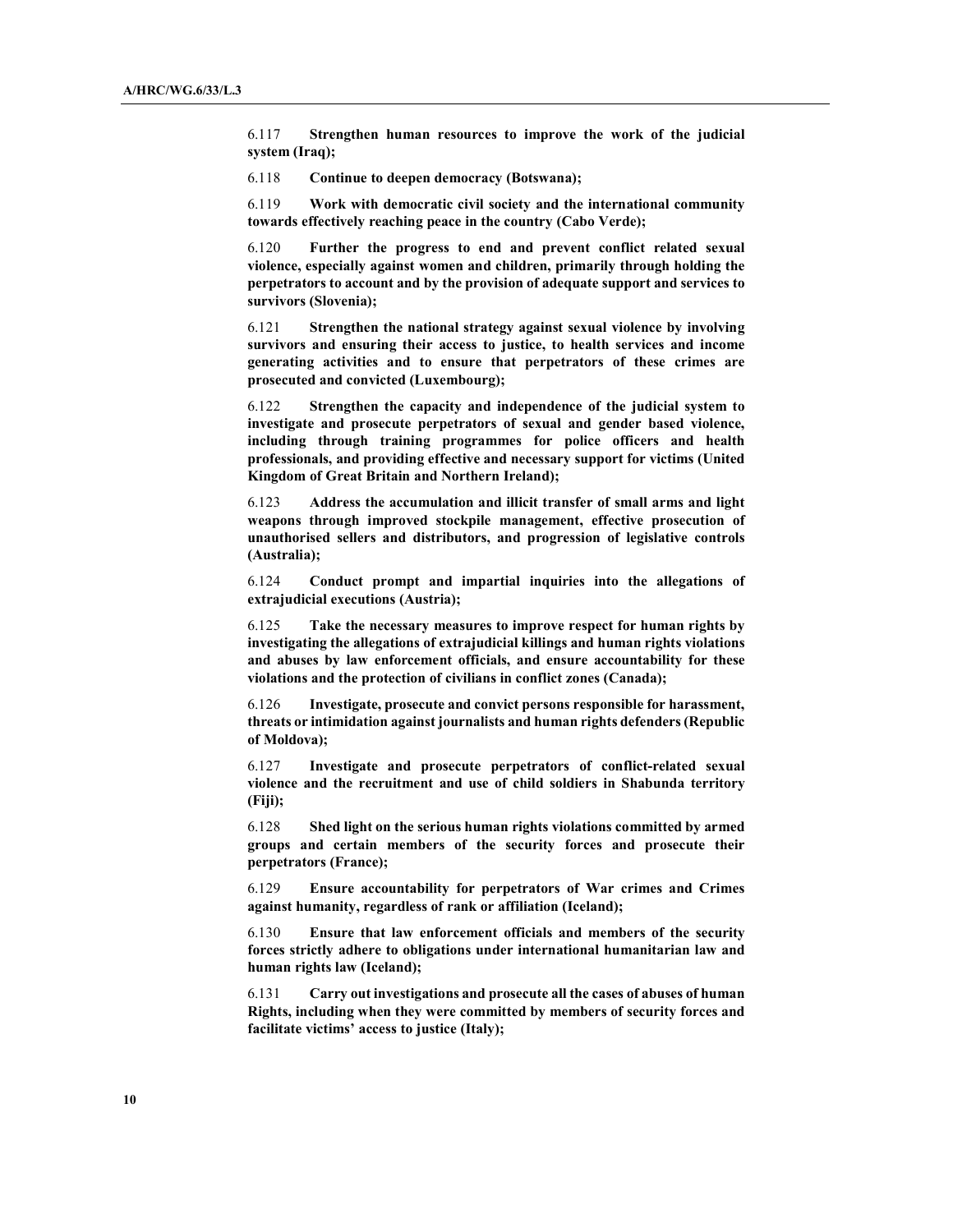6.117 **Strengthen human resources to improve the work of the judicial system (Iraq);**

6.118 **Continue to deepen democracy (Botswana);**

6.119 **Work with democratic civil society and the international community towards effectively reaching peace in the country (Cabo Verde);**

6.120 **Further the progress to end and prevent conflict related sexual violence, especially against women and children, primarily through holding the perpetrators to account and by the provision of adequate support and services to survivors (Slovenia);**

6.121 **Strengthen the national strategy against sexual violence by involving survivors and ensuring their access to justice, to health services and income generating activities and to ensure that perpetrators of these crimes are prosecuted and convicted (Luxembourg);**

6.122 **Strengthen the capacity and independence of the judicial system to investigate and prosecute perpetrators of sexual and gender based violence, including through training programmes for police officers and health professionals, and providing effective and necessary support for victims (United Kingdom of Great Britain and Northern Ireland);**

6.123 **Address the accumulation and illicit transfer of small arms and light weapons through improved stockpile management, effective prosecution of unauthorised sellers and distributors, and progression of legislative controls (Australia);**

6.124 **Conduct prompt and impartial inquiries into the allegations of extrajudicial executions (Austria);**

6.125 **Take the necessary measures to improve respect for human rights by investigating the allegations of extrajudicial killings and human rights violations and abuses by law enforcement officials, and ensure accountability for these violations and the protection of civilians in conflict zones (Canada);**

6.126 **Investigate, prosecute and convict persons responsible for harassment, threats or intimidation against journalists and human rights defenders (Republic of Moldova);**

6.127 **Investigate and prosecute perpetrators of conflict-related sexual violence and the recruitment and use of child soldiers in Shabunda territory (Fiji);**

6.128 **Shed light on the serious human rights violations committed by armed groups and certain members of the security forces and prosecute their perpetrators (France);**

6.129 **Ensure accountability for perpetrators of War crimes and Crimes against humanity, regardless of rank or affiliation (Iceland);**

6.130 **Ensure that law enforcement officials and members of the security forces strictly adhere to obligations under international humanitarian law and human rights law (Iceland);**

6.131 **Carry out investigations and prosecute all the cases of abuses of human Rights, including when they were committed by members of security forces and facilitate victims' access to justice (Italy);**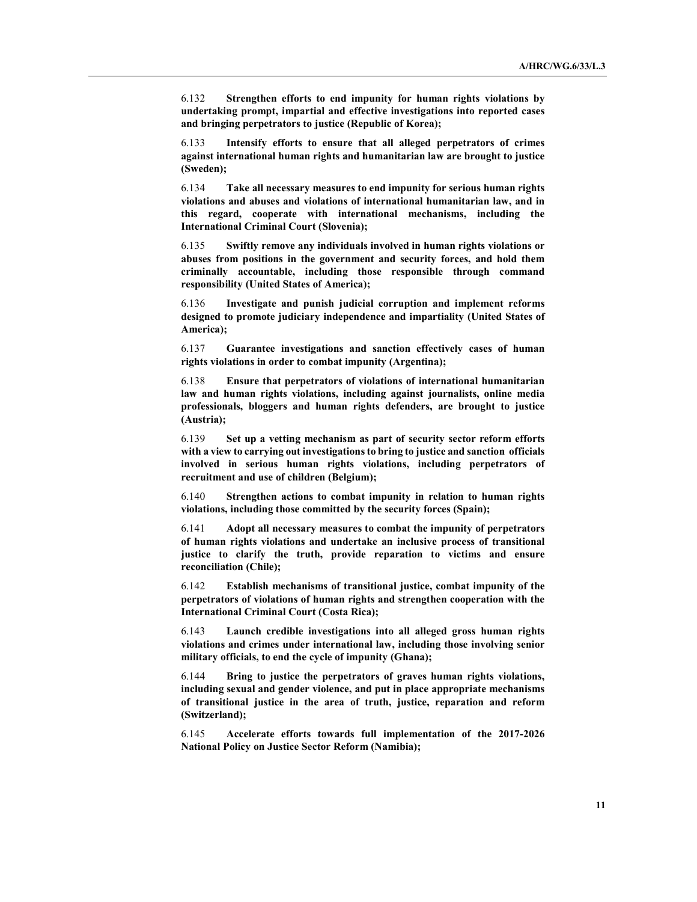6.132 **Strengthen efforts to end impunity for human rights violations by undertaking prompt, impartial and effective investigations into reported cases and bringing perpetrators to justice (Republic of Korea);**

6.133 **Intensify efforts to ensure that all alleged perpetrators of crimes against international human rights and humanitarian law are brought to justice (Sweden);**

6.134 **Take all necessary measures to end impunity for serious human rights violations and abuses and violations of international humanitarian law, and in this regard, cooperate with international mechanisms, including the International Criminal Court (Slovenia);**

6.135 **Swiftly remove any individuals involved in human rights violations or abuses from positions in the government and security forces, and hold them criminally accountable, including those responsible through command responsibility (United States of America);**

6.136 **Investigate and punish judicial corruption and implement reforms designed to promote judiciary independence and impartiality (United States of America);**

6.137 **Guarantee investigations and sanction effectively cases of human rights violations in order to combat impunity (Argentina);**

6.138 **Ensure that perpetrators of violations of international humanitarian law and human rights violations, including against journalists, online media professionals, bloggers and human rights defenders, are brought to justice (Austria);**

6.139 **Set up a vetting mechanism as part of security sector reform efforts with a view to carrying out investigations to bring to justice and sanction officials involved in serious human rights violations, including perpetrators of recruitment and use of children (Belgium);**

6.140 **Strengthen actions to combat impunity in relation to human rights violations, including those committed by the security forces (Spain);**

6.141 **Adopt all necessary measures to combat the impunity of perpetrators of human rights violations and undertake an inclusive process of transitional justice to clarify the truth, provide reparation to victims and ensure reconciliation (Chile);**

6.142 **Establish mechanisms of transitional justice, combat impunity of the perpetrators of violations of human rights and strengthen cooperation with the International Criminal Court (Costa Rica);**

6.143 **Launch credible investigations into all alleged gross human rights violations and crimes under international law, including those involving senior military officials, to end the cycle of impunity (Ghana);**

6.144 **Bring to justice the perpetrators of graves human rights violations, including sexual and gender violence, and put in place appropriate mechanisms of transitional justice in the area of truth, justice, reparation and reform (Switzerland);**

6.145 **Accelerate efforts towards full implementation of the 2017-2026 National Policy on Justice Sector Reform (Namibia);**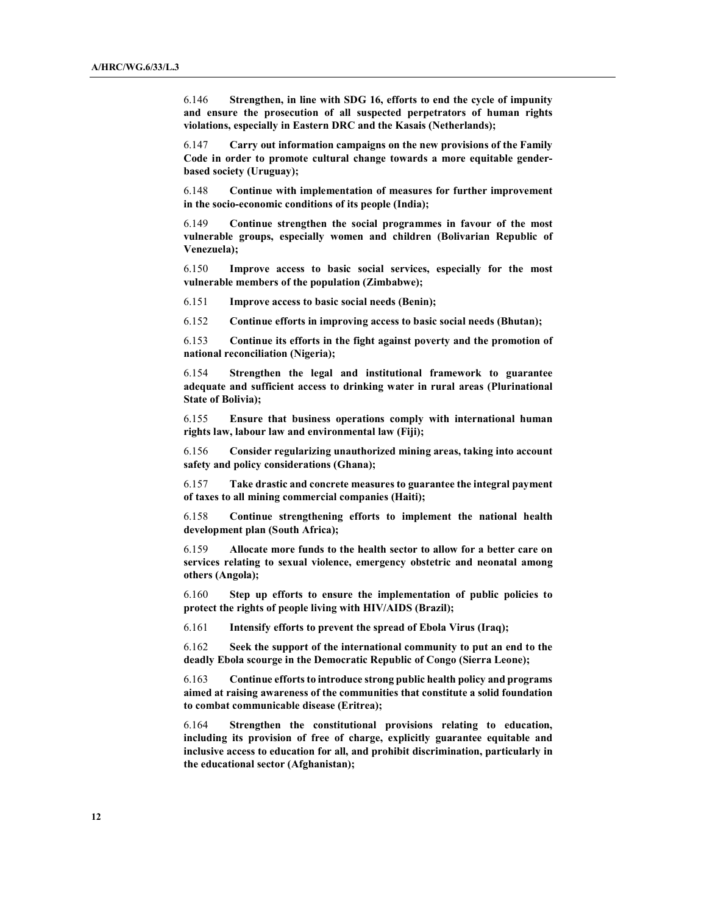6.146 **Strengthen, in line with SDG 16, efforts to end the cycle of impunity and ensure the prosecution of all suspected perpetrators of human rights violations, especially in Eastern DRC and the Kasais (Netherlands);**

6.147 **Carry out information campaigns on the new provisions of the Family Code in order to promote cultural change towards a more equitable gender-based society (Uruguay);**

6.148 **Continue with implementation of measures for further improvement in the socio-economic conditions of its people (India);**

6.149 **Continue strengthen the social programmes in favour of the most vulnerable groups, especially women and children (Bolivarian Republic of Venezuela);**

6.150 **Improve access to basic social services, especially for the most vulnerable members of the population (Zimbabwe);**

6.151 **Improve access to basic social needs (Benin);**

6.152 **Continue efforts in improving access to basic social needs (Bhutan);**

6.153 **Continue its efforts in the fight against poverty and the promotion of national reconciliation (Nigeria);**

6.154 **Strengthen the legal and institutional framework to guarantee adequate and sufficient access to drinking water in rural areas (Plurinational State of Bolivia);**

6.155 **Ensure that business operations comply with international human rights law, labour law and environmental law (Fiji);**

6.156 **Consider regularizing unauthorized mining areas, taking into account safety and policy considerations (Ghana);**

6.157 **Take drastic and concrete measures to guarantee the integral payment of taxes to all mining commercial companies (Haiti);**

6.158 **Continue strengthening efforts to implement the national health development plan (South Africa);**

6.159 **Allocate more funds to the health sector to allow for a better care on services relating to sexual violence, emergency obstetric and neonatal among others (Angola);**

6.160 **Step up efforts to ensure the implementation of public policies to protect the rights of people living with HIV/AIDS (Brazil);**

6.161 **Intensify efforts to prevent the spread of Ebola Virus (Iraq);**

6.162 **Seek the support of the international community to put an end to the deadly Ebola scourge in the Democratic Republic of Congo (Sierra Leone);**

6.163 **Continue efforts to introduce strong public health policy and programs aimed at raising awareness of the communities that constitute a solid foundation to combat communicable disease (Eritrea);**

6.164 **Strengthen the constitutional provisions relating to education, including its provision of free of charge, explicitly guarantee equitable and inclusive access to education for all, and prohibit discrimination, particularly in the educational sector (Afghanistan);**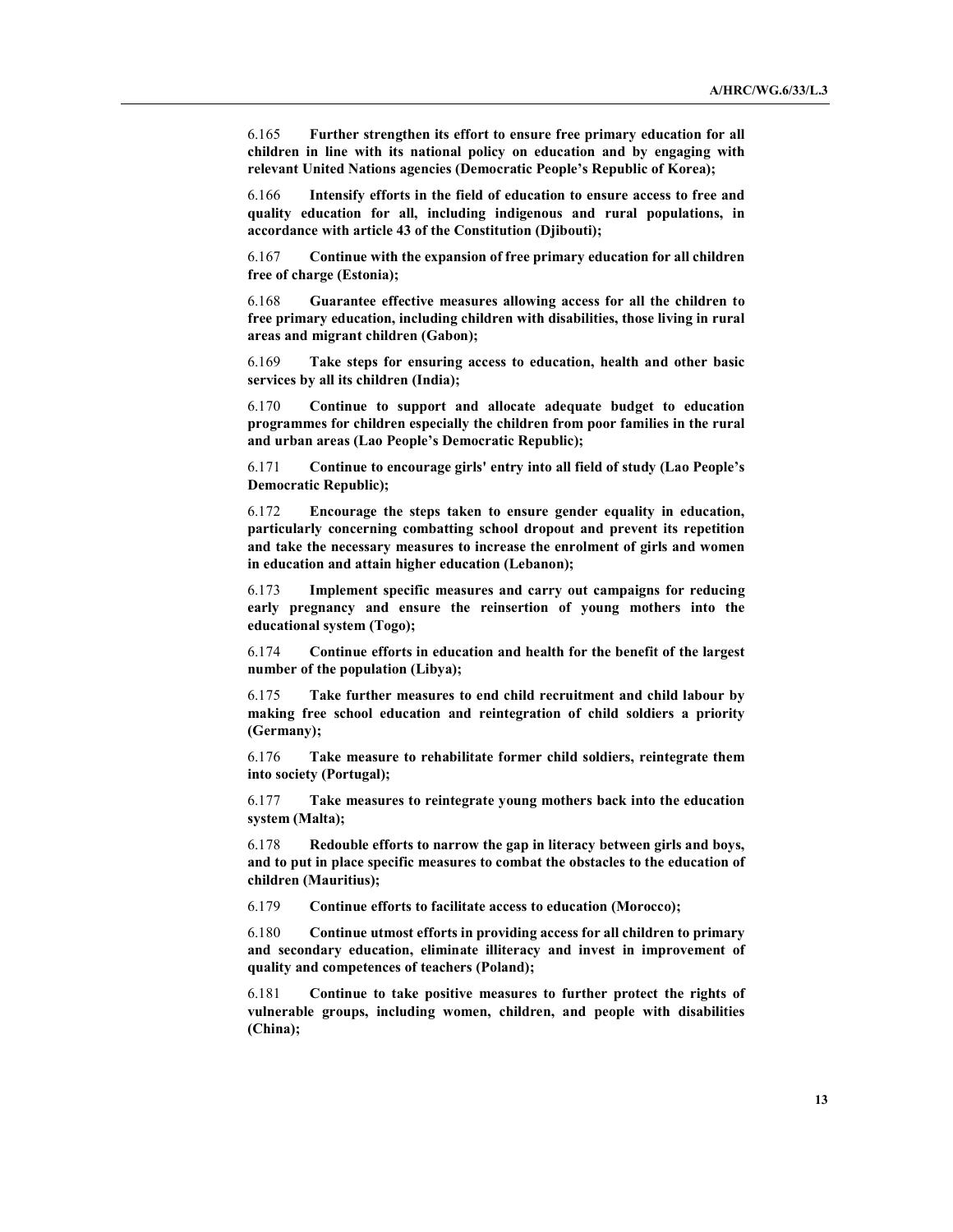6.165 **Further strengthen its effort to ensure free primary education for all children in line with its national policy on education and by engaging with relevant United Nations agencies (Democratic People's Republic of Korea);**

6.166 **Intensify efforts in the field of education to ensure access to free and quality education for all, including indigenous and rural populations, in accordance with article 43 of the Constitution (Djibouti);**

6.167 **Continue with the expansion of free primary education for all children free of charge (Estonia);**

6.168 **Guarantee effective measures allowing access for all the children to free primary education, including children with disabilities, those living in rural areas and migrant children (Gabon);**

6.169 **Take steps for ensuring access to education, health and other basic services by all its children (India);**

6.170 **Continue to support and allocate adequate budget to education programmes for children especially the children from poor families in the rural and urban areas (Lao People's Democratic Republic);**

6.171 **Continue to encourage girls' entry into all field of study (Lao People's Democratic Republic);**

6.172 **Encourage the steps taken to ensure gender equality in education, particularly concerning combatting school dropout and prevent its repetition and take the necessary measures to increase the enrolment of girls and women in education and attain higher education (Lebanon);**

6.173 **Implement specific measures and carry out campaigns for reducing early pregnancy and ensure the reinsertion of young mothers into the educational system (Togo);**

6.174 **Continue efforts in education and health for the benefit of the largest number of the population (Libya);**

6.175 **Take further measures to end child recruitment and child labour by making free school education and reintegration of child soldiers a priority (Germany);**

6.176 **Take measure to rehabilitate former child soldiers, reintegrate them into society (Portugal);**

6.177 **Take measures to reintegrate young mothers back into the education system (Malta);**

6.178 **Redouble efforts to narrow the gap in literacy between girls and boys, and to put in place specific measures to combat the obstacles to the education of children (Mauritius);**

6.179 **Continue efforts to facilitate access to education (Morocco);**

6.180 **Continue utmost efforts in providing access for all children to primary and secondary education, eliminate illiteracy and invest in improvement of quality and competences of teachers (Poland);**

6.181 **Continue to take positive measures to further protect the rights of vulnerable groups, including women, children, and people with disabilities (China);**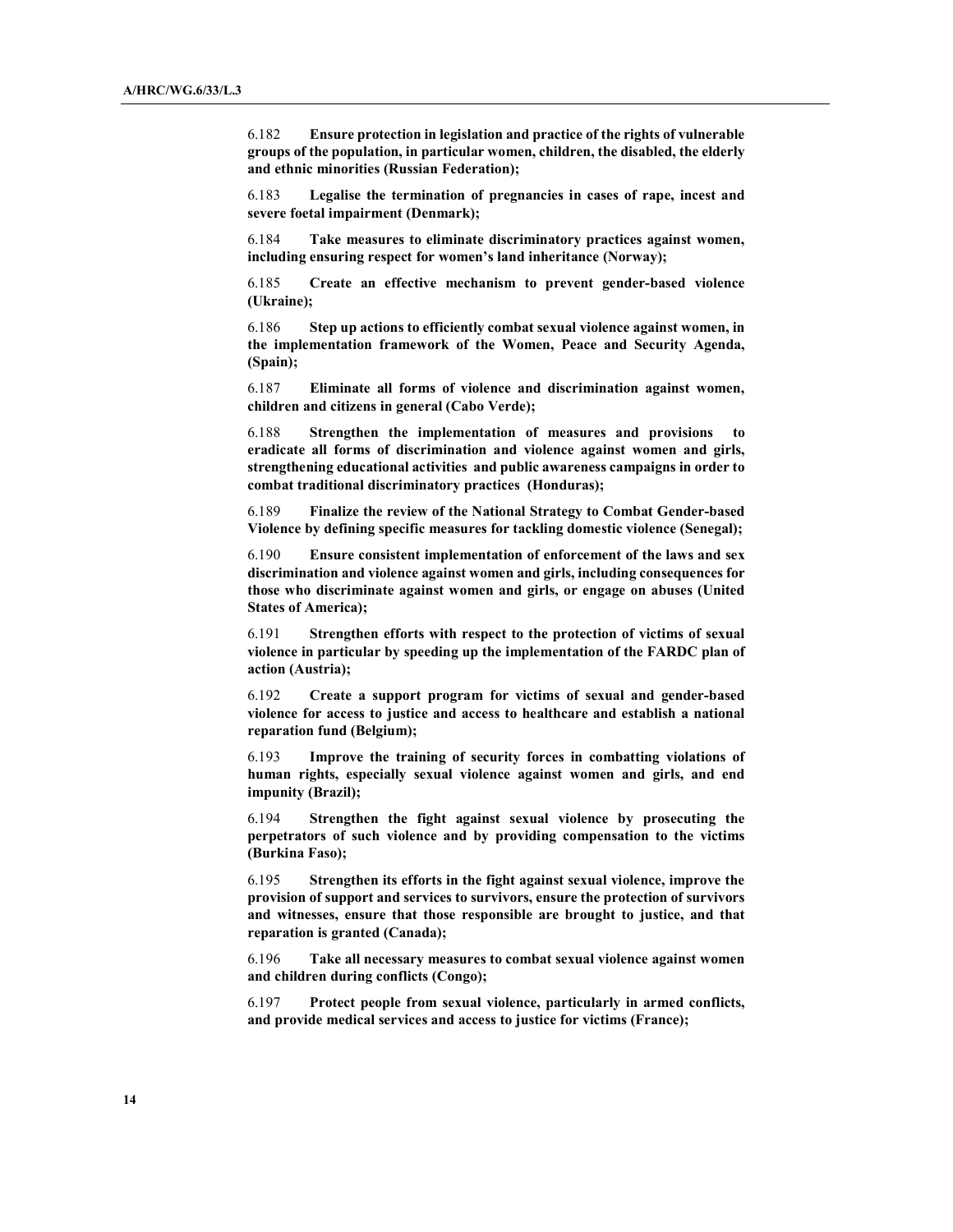6.182 **Ensure protection in legislation and practice of the rights of vulnerable groups of the population, in particular women, children, the disabled, the elderly and ethnic minorities (Russian Federation);**

6.183 **Legalise the termination of pregnancies in cases of rape, incest and severe foetal impairment (Denmark);**

6.184 **Take measures to eliminate discriminatory practices against women, including ensuring respect for women's land inheritance (Norway);**

6.185 **Create an effective mechanism to prevent gender-based violence (Ukraine);**

6.186 **Step up actions to efficiently combat sexual violence against women, in the implementation framework of the Women, Peace and Security Agenda, (Spain);**

6.187 **Eliminate all forms of violence and discrimination against women, children and citizens in general (Cabo Verde);**

6.188 **Strengthen the implementation of measures and provisions to eradicate all forms of discrimination and violence against women and girls, strengthening educational activities and public awareness campaigns in order to combat traditional discriminatory practices (Honduras);**

6.189 **Finalize the review of the National Strategy to Combat Gender-based Violence by defining specific measures for tackling domestic violence (Senegal);**

6.190 **Ensure consistent implementation of enforcement of the laws and sex discrimination and violence against women and girls, including consequences for those who discriminate against women and girls, or engage on abuses (United States of America);**

6.191 **Strengthen efforts with respect to the protection of victims of sexual violence in particular by speeding up the implementation of the FARDC plan of action (Austria);**

6.192 **Create a support program for victims of sexual and gender-based violence for access to justice and access to healthcare and establish a national reparation fund (Belgium);**

6.193 **Improve the training of security forces in combatting violations of human rights, especially sexual violence against women and girls, and end impunity (Brazil);**

6.194 **Strengthen the fight against sexual violence by prosecuting the perpetrators of such violence and by providing compensation to the victims (Burkina Faso);**

6.195 **Strengthen its efforts in the fight against sexual violence, improve the provision of support and services to survivors, ensure the protection of survivors and witnesses, ensure that those responsible are brought to justice, and that reparation is granted (Canada);**

6.196 **Take all necessary measures to combat sexual violence against women and children during conflicts (Congo);**

6.197 **Protect people from sexual violence, particularly in armed conflicts, and provide medical services and access to justice for victims (France);**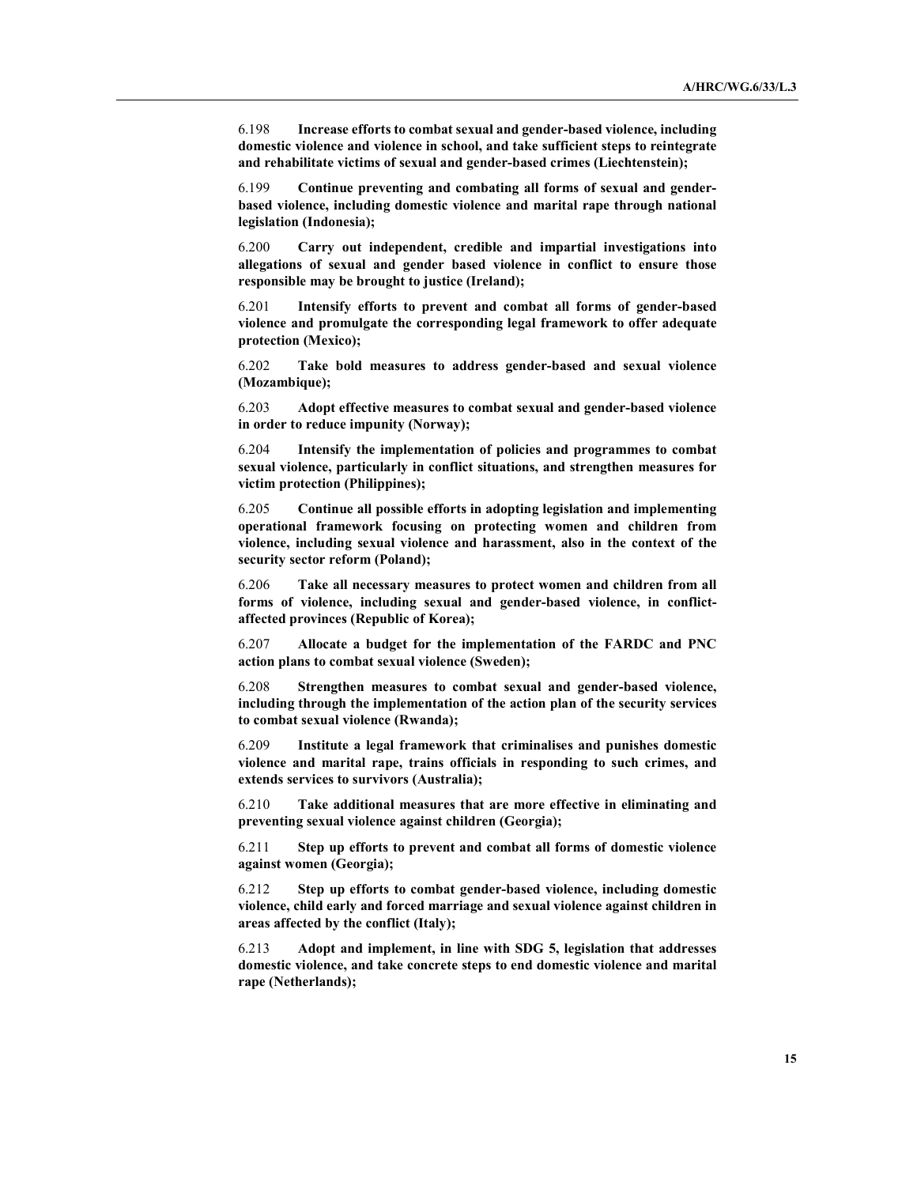6.198 **Increase efforts to combat sexual and gender-based violence, including domestic violence and violence in school, and take sufficient steps to reintegrate and rehabilitate victims of sexual and gender-based crimes (Liechtenstein);**

6.199 **Continue preventing and combating all forms of sexual and gender-based violence, including domestic violence and marital rape through national legislation (Indonesia);**

6.200 **Carry out independent, credible and impartial investigations into allegations of sexual and gender based violence in conflict to ensure those responsible may be brought to justice (Ireland);**

6.201 **Intensify efforts to prevent and combat all forms of gender-based violence and promulgate the corresponding legal framework to offer adequate protection (Mexico);**

6.202 **Take bold measures to address gender-based and sexual violence (Mozambique);**

6.203 **Adopt effective measures to combat sexual and gender-based violence in order to reduce impunity (Norway);**

6.204 **Intensify the implementation of policies and programmes to combat sexual violence, particularly in conflict situations, and strengthen measures for victim protection (Philippines);**

6.205 **Continue all possible efforts in adopting legislation and implementing operational framework focusing on protecting women and children from violence, including sexual violence and harassment, also in the context of the security sector reform (Poland);**

6.206 **Take all necessary measures to protect women and children from all forms of violence, including sexual and gender-based violence, in conflict-affected provinces (Republic of Korea);**

6.207 **Allocate a budget for the implementation of the FARDC and PNC action plans to combat sexual violence (Sweden);**

6.208 **Strengthen measures to combat sexual and gender-based violence, including through the implementation of the action plan of the security services to combat sexual violence (Rwanda);**

6.209 **Institute a legal framework that criminalises and punishes domestic violence and marital rape, trains officials in responding to such crimes, and extends services to survivors (Australia);**

6.210 **Take additional measures that are more effective in eliminating and preventing sexual violence against children (Georgia);**

6.211 **Step up efforts to prevent and combat all forms of domestic violence against women (Georgia);**

6.212 **Step up efforts to combat gender-based violence, including domestic violence, child early and forced marriage and sexual violence against children in areas affected by the conflict (Italy);**

6.213 **Adopt and implement, in line with SDG 5, legislation that addresses domestic violence, and take concrete steps to end domestic violence and marital rape (Netherlands);**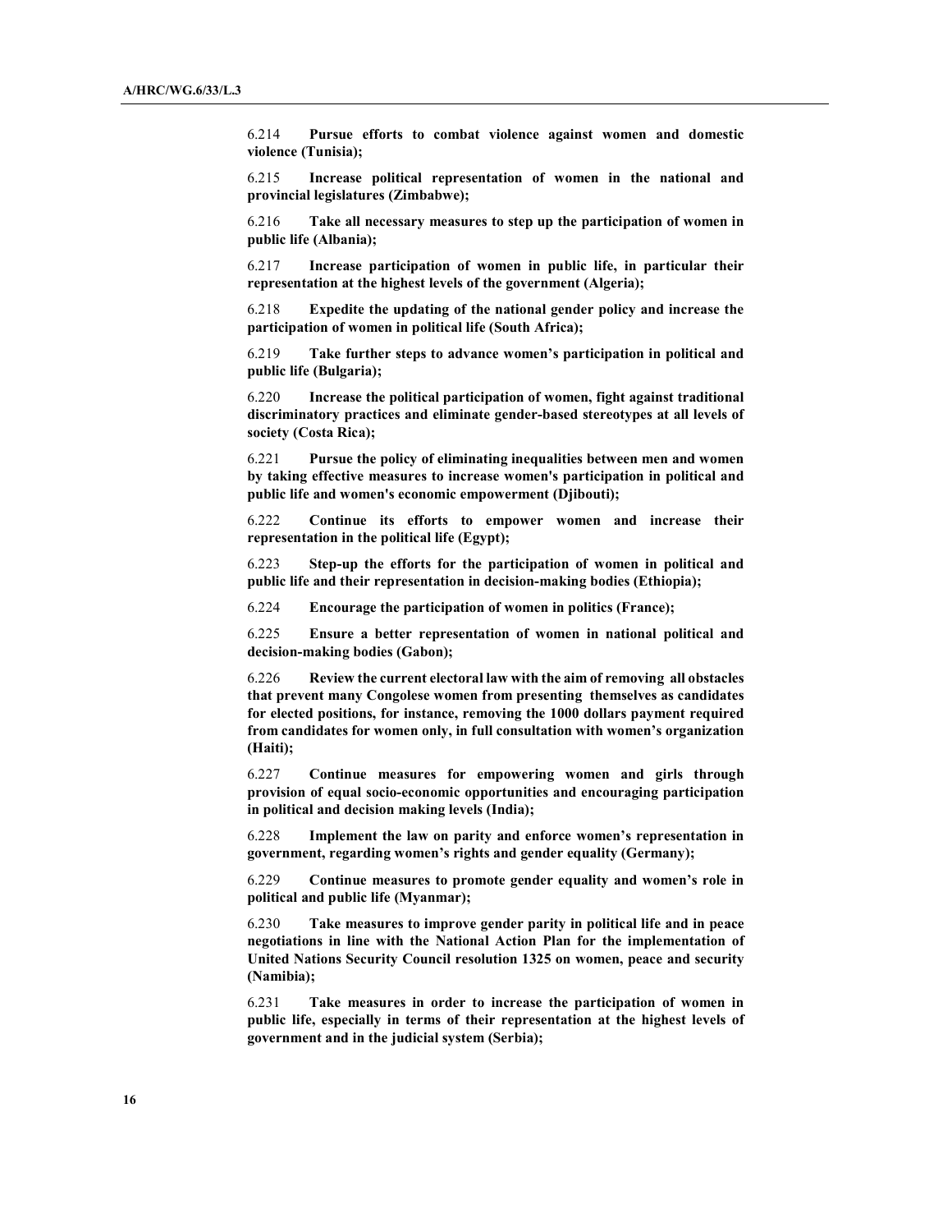6.214 **Pursue efforts to combat violence against women and domestic violence (Tunisia);**

6.215 **Increase political representation of women in the national and provincial legislatures (Zimbabwe);**

6.216 **Take all necessary measures to step up the participation of women in public life (Albania);**

6.217 **Increase participation of women in public life, in particular their representation at the highest levels of the government (Algeria);**

6.218 **Expedite the updating of the national gender policy and increase the participation of women in political life (South Africa);**

6.219 **Take further steps to advance women's participation in political and public life (Bulgaria);**

6.220 **Increase the political participation of women, fight against traditional discriminatory practices and eliminate gender-based stereotypes at all levels of society (Costa Rica);**

6.221 **Pursue the policy of eliminating inequalities between men and women by taking effective measures to increase women's participation in political and public life and women's economic empowerment (Djibouti);**

6.222 **Continue its efforts to empower women and increase their representation in the political life (Egypt);**

6.223 **Step-up the efforts for the participation of women in political and public life and their representation in decision-making bodies (Ethiopia);**

6.224 **Encourage the participation of women in politics (France);**

6.225 **Ensure a better representation of women in national political and decision-making bodies (Gabon);**

6.226 **Review the current electoral law with the aim of removing all obstacles that prevent many Congolese women from presenting themselves as candidates for elected positions, for instance, removing the 1000 dollars payment required from candidates for women only, in full consultation with women's organization (Haiti);**

6.227 **Continue measures for empowering women and girls through provision of equal socio-economic opportunities and encouraging participation in political and decision making levels (India);**

6.228 **Implement the law on parity and enforce women's representation in government, regarding women's rights and gender equality (Germany);**

6.229 **Continue measures to promote gender equality and women's role in political and public life (Myanmar);**

6.230 **Take measures to improve gender parity in political life and in peace negotiations in line with the National Action Plan for the implementation of United Nations Security Council resolution 1325 on women, peace and security (Namibia);**

6.231 **Take measures in order to increase the participation of women in public life, especially in terms of their representation at the highest levels of government and in the judicial system (Serbia);**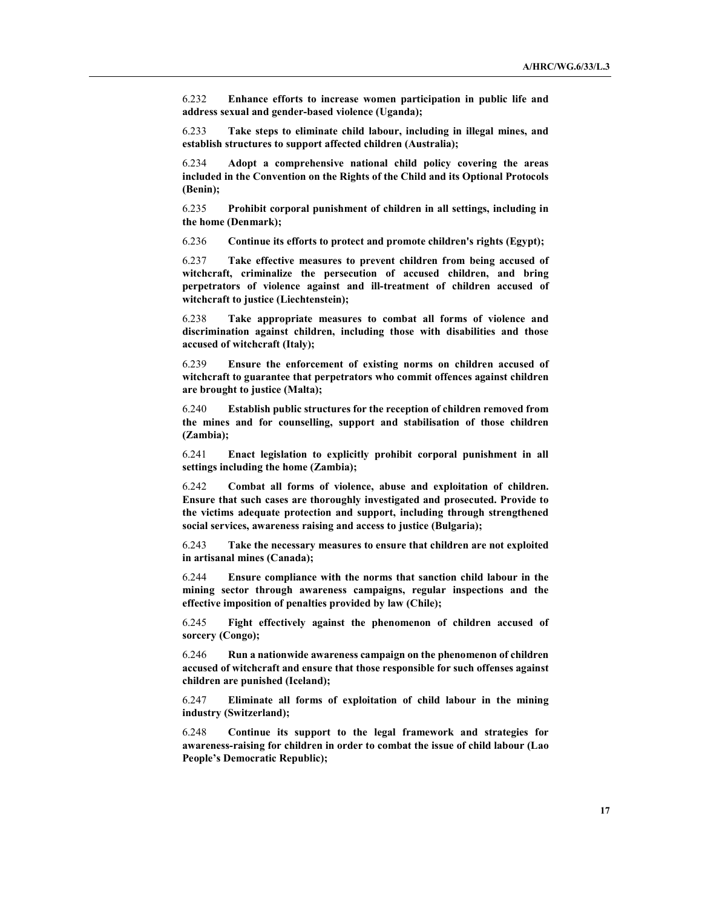6.232 **Enhance efforts to increase women participation in public life and address sexual and gender-based violence (Uganda);**

6.233 **Take steps to eliminate child labour, including in illegal mines, and establish structures to support affected children (Australia);**

6.234 **Adopt a comprehensive national child policy covering the areas included in the Convention on the Rights of the Child and its Optional Protocols (Benin);**

6.235 **Prohibit corporal punishment of children in all settings, including in the home (Denmark);**

6.236 **Continue its efforts to protect and promote children's rights (Egypt);**

6.237 **Take effective measures to prevent children from being accused of witchcraft, criminalize the persecution of accused children, and bring perpetrators of violence against and ill-treatment of children accused of witchcraft to justice (Liechtenstein);**

6.238 **Take appropriate measures to combat all forms of violence and discrimination against children, including those with disabilities and those accused of witchcraft (Italy);**

6.239 **Ensure the enforcement of existing norms on children accused of witchcraft to guarantee that perpetrators who commit offences against children are brought to justice (Malta);**

6.240 **Establish public structures for the reception of children removed from the mines and for counselling, support and stabilisation of those children (Zambia);**

6.241 **Enact legislation to explicitly prohibit corporal punishment in all settings including the home (Zambia);**

6.242 **Combat all forms of violence, abuse and exploitation of children. Ensure that such cases are thoroughly investigated and prosecuted. Provide to the victims adequate protection and support, including through strengthened social services, awareness raising and access to justice (Bulgaria);**

6.243 **Take the necessary measures to ensure that children are not exploited in artisanal mines (Canada);**

6.244 **Ensure compliance with the norms that sanction child labour in the mining sector through awareness campaigns, regular inspections and the effective imposition of penalties provided by law (Chile);**

6.245 **Fight effectively against the phenomenon of children accused of sorcery (Congo);**

6.246 **Run a nationwide awareness campaign on the phenomenon of children accused of witchcraft and ensure that those responsible for such offenses against children are punished (Iceland);**

6.247 **Eliminate all forms of exploitation of child labour in the mining industry (Switzerland);**

6.248 **Continue its support to the legal framework and strategies for awareness-raising for children in order to combat the issue of child labour (Lao People's Democratic Republic);**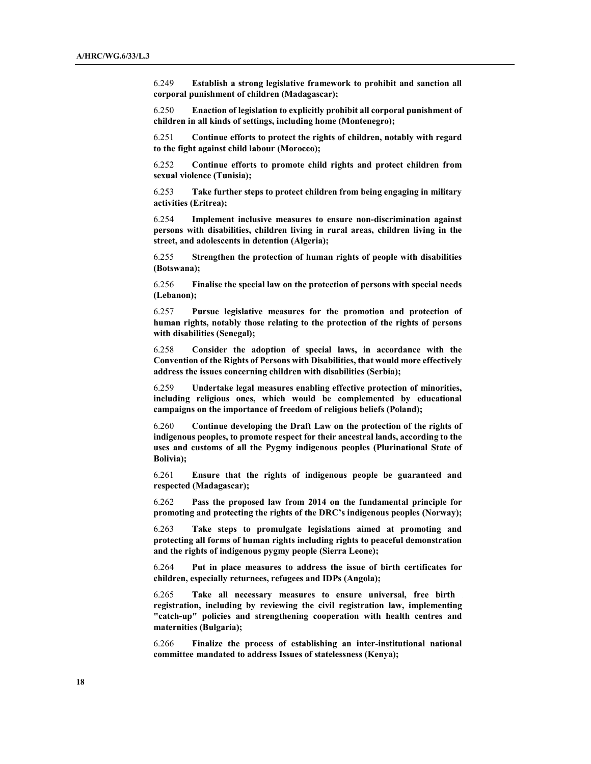6.249 **Establish a strong legislative framework to prohibit and sanction all corporal punishment of children (Madagascar);**

6.250 **Enaction of legislation to explicitly prohibit all corporal punishment of children in all kinds of settings, including home (Montenegro);**

6.251 **Continue efforts to protect the rights of children, notably with regard to the fight against child labour (Morocco);**

6.252 **Continue efforts to promote child rights and protect children from sexual violence (Tunisia);**

6.253 **Take further steps to protect children from being engaging in military activities (Eritrea);**

6.254 **Implement inclusive measures to ensure non-discrimination against persons with disabilities, children living in rural areas, children living in the street, and adolescents in detention (Algeria);**

6.255 **Strengthen the protection of human rights of people with disabilities (Botswana);**

6.256 **Finalise the special law on the protection of persons with special needs (Lebanon);**

6.257 **Pursue legislative measures for the promotion and protection of human rights, notably those relating to the protection of the rights of persons with disabilities (Senegal);**

6.258 **Consider the adoption of special laws, in accordance with the Convention of the Rights of Persons with Disabilities, that would more effectively address the issues concerning children with disabilities (Serbia);**

6.259 **Undertake legal measures enabling effective protection of minorities, including religious ones, which would be complemented by educational campaigns on the importance of freedom of religious beliefs (Poland);**

6.260 **Continue developing the Draft Law on the protection of the rights of indigenous peoples, to promote respect for their ancestral lands, according to the uses and customs of all the Pygmy indigenous peoples (Plurinational State of Bolivia);**

6.261 **Ensure that the rights of indigenous people be guaranteed and respected (Madagascar);**

6.262 **Pass the proposed law from 2014 on the fundamental principle for promoting and protecting the rights of the DRC's indigenous peoples (Norway);**

6.263 **Take steps to promulgate legislations aimed at promoting and protecting all forms of human rights including rights to peaceful demonstration and the rights of indigenous pygmy people (Sierra Leone);**

6.264 **Put in place measures to address the issue of birth certificates for children, especially returnees, refugees and IDPs (Angola);**

6.265 **Take all necessary measures to ensure universal, free birth registration, including by reviewing the civil registration law, implementing "catch-up" policies and strengthening cooperation with health centres and maternities (Bulgaria);**

6.266 **Finalize the process of establishing an inter-institutional national committee mandated to address Issues of statelessness (Kenya);**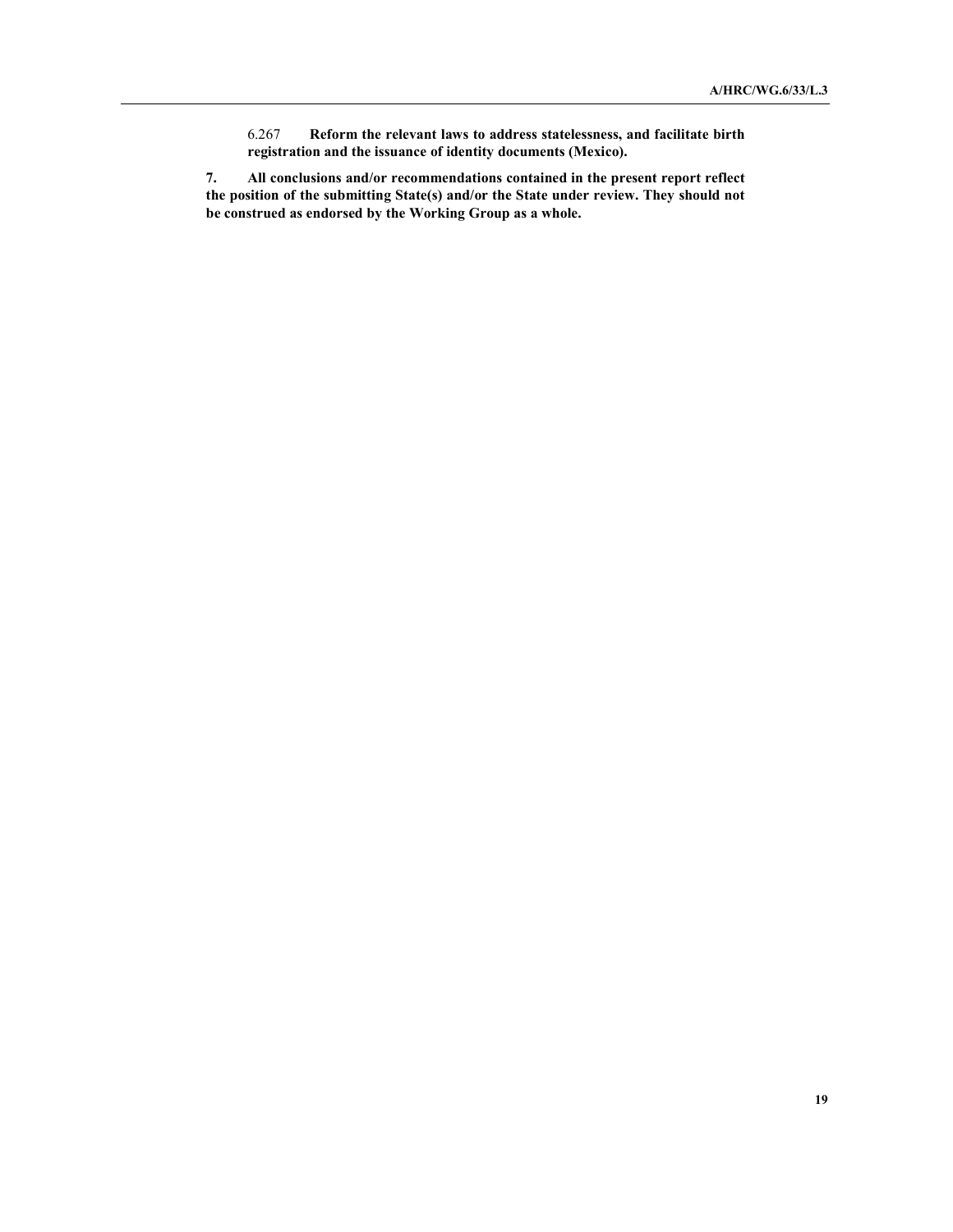6.267 **Reform the relevant laws to address statelessness, and facilitate birth registration and the issuance of identity documents (Mexico).**

**7. All conclusions and/or recommendations contained in the present report reflect the position of the submitting State(s) and/or the State under review. They should not be construed as endorsed by the Working Group as a whole.**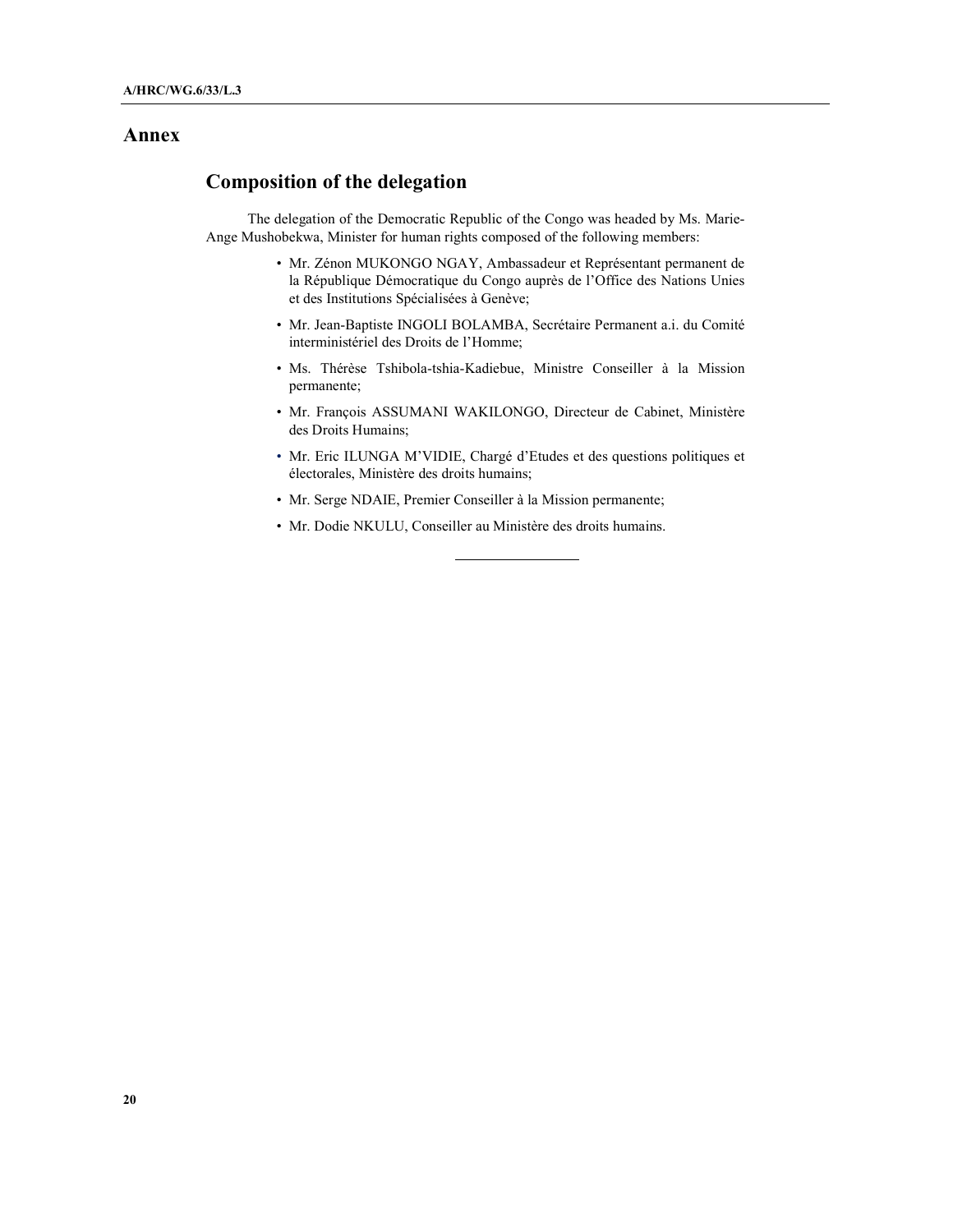# Annex

## Composition of the delegation

The delegation of the Democratic Republic of the Congo was headed by Ms. Marie-Ange Mushobekwa, Minister for human rights composed of the following members:

- Mr. Zénon MUKONGO NGAY, Ambassadeur et Représentant permanent de la République Démocratique du Congo auprès de l'Office des Nations Unies et des Institutions Spécialisées à Genève;
- Mr. Jean-Baptiste INGOLI BOLAMBA, Secrétaire Permanent a.i. du Comité interministériel des Droits de l'Homme;
- Ms. Thérèse Tshibola-tshia-Kadiebue, Ministre Conseiller à la Mission permanente;
- Mr. François ASSUMANI WAKILONGO, Directeur de Cabinet, Ministère des Droits Humains;
- Mr. Eric ILUNGA M'VIDIE, Chargé d'Etudes et des questions politiques et électorales, Ministère des droits humains;
- Mr. Serge NDAIE, Premier Conseiller à la Mission permanente;
- Mr. Dodie NKULU, Conseiller au Ministère des droits humains.